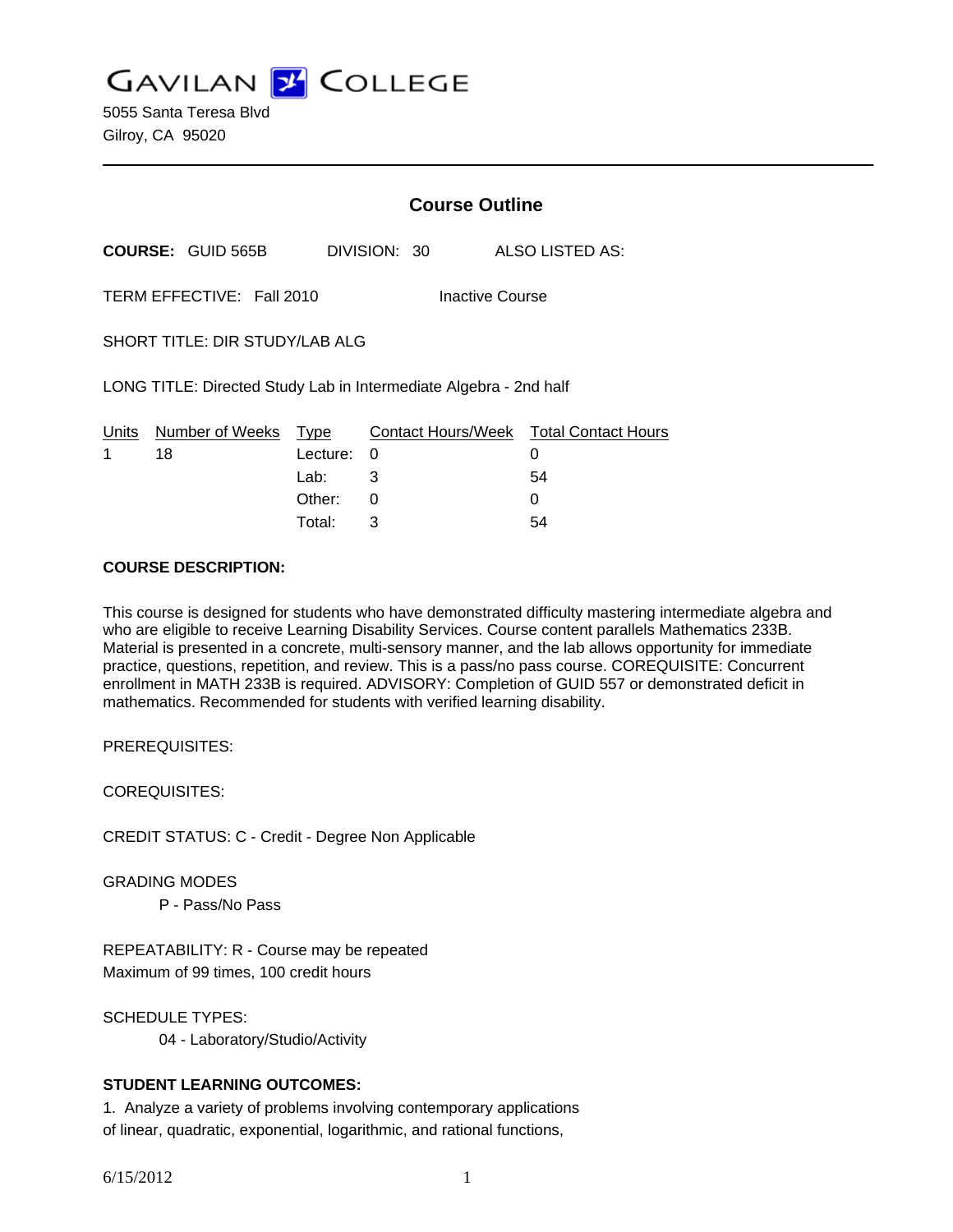# GAVILAN COLLEGE

5055 Santa Teresa Blvd
Gilroy, CA 95020

## Course Outline

**COURSE:** GUID 565B DIVISION: 30 ALSO LISTED AS:

TERM EFFECTIVE: Fall 2010 Inactive Course

SHORT TITLE: DIR STUDY/LAB ALG

LONG TITLE: Directed Study Lab in Intermediate Algebra - 2nd half

| Units | Number of Weeks | Type | Contact Hours/Week | Total Contact Hours |
|---|---|---|---|---|
| 1 | 18 | Lecture: | 0 | 0 |
| | | Lab: | 3 | 54 |
| | | Other: | 0 | 0 |
| | | Total: | 3 | 54 |

**COURSE DESCRIPTION:**

This course is designed for students who have demonstrated difficulty mastering intermediate algebra and who are eligible to receive Learning Disability Services. Course content parallels Mathematics 233B. Material is presented in a concrete, multi-sensory manner, and the lab allows opportunity for immediate practice, questions, repetition, and review. This is a pass/no pass course. COREQUISITE: Concurrent enrollment in MATH 233B is required. ADVISORY: Completion of GUID 557 or demonstrated deficit in mathematics. Recommended for students with verified learning disability.

PREREQUISITES:

COREQUISITES:

CREDIT STATUS: C - Credit - Degree Non Applicable

GRADING MODES

P - Pass/No Pass

REPEATABILITY: R - Course may be repeated
Maximum of 99 times, 100 credit hours

SCHEDULE TYPES:

04 - Laboratory/Studio/Activity

**STUDENT LEARNING OUTCOMES:**

1. Analyze a variety of problems involving contemporary applications of linear, quadratic, exponential, logarithmic, and rational functions,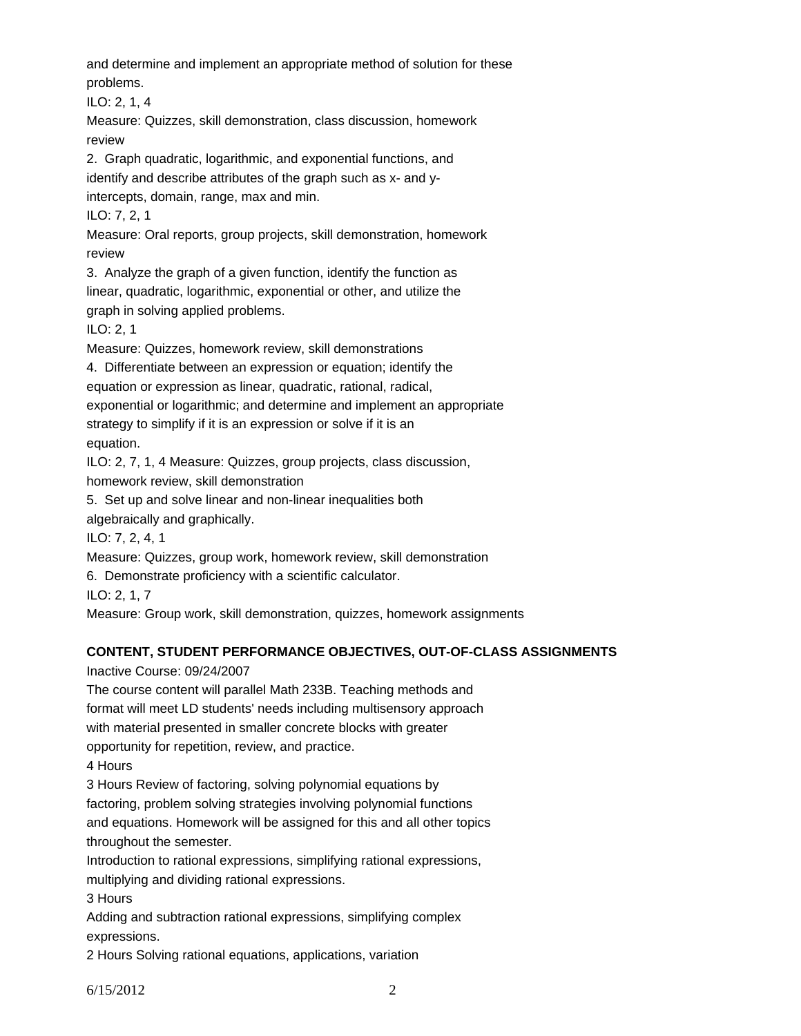and determine and implement an appropriate method of solution for these problems.

ILO: 2, 1, 4

Measure: Quizzes, skill demonstration, class discussion, homework review

2. Graph quadratic, logarithmic, and exponential functions, and identify and describe attributes of the graph such as x- and y-intercepts, domain, range, max and min.

ILO: 7, 2, 1

Measure: Oral reports, group projects, skill demonstration, homework review

3. Analyze the graph of a given function, identify the function as linear, quadratic, logarithmic, exponential or other, and utilize the graph in solving applied problems.

ILO: 2, 1

Measure: Quizzes, homework review, skill demonstrations

4. Differentiate between an expression or equation; identify the equation or expression as linear, quadratic, rational, radical, exponential or logarithmic; and determine and implement an appropriate strategy to simplify if it is an expression or solve if it is an equation.

ILO: 2, 7, 1, 4 Measure: Quizzes, group projects, class discussion, homework review, skill demonstration

5. Set up and solve linear and non-linear inequalities both algebraically and graphically.

ILO: 7, 2, 4, 1

Measure: Quizzes, group work, homework review, skill demonstration

6. Demonstrate proficiency with a scientific calculator.

ILO: 2, 1, 7

Measure: Group work, skill demonstration, quizzes, homework assignments

**CONTENT, STUDENT PERFORMANCE OBJECTIVES, OUT-OF-CLASS ASSIGNMENTS**

Inactive Course: 09/24/2007

The course content will parallel Math 233B. Teaching methods and format will meet LD students' needs including multisensory approach with material presented in smaller concrete blocks with greater opportunity for repetition, review, and practice.

4 Hours

3 Hours Review of factoring, solving polynomial equations by factoring, problem solving strategies involving polynomial functions and equations. Homework will be assigned for this and all other topics throughout the semester.

Introduction to rational expressions, simplifying rational expressions, multiplying and dividing rational expressions.

3 Hours

Adding and subtraction rational expressions, simplifying complex expressions.

2 Hours Solving rational equations, applications, variation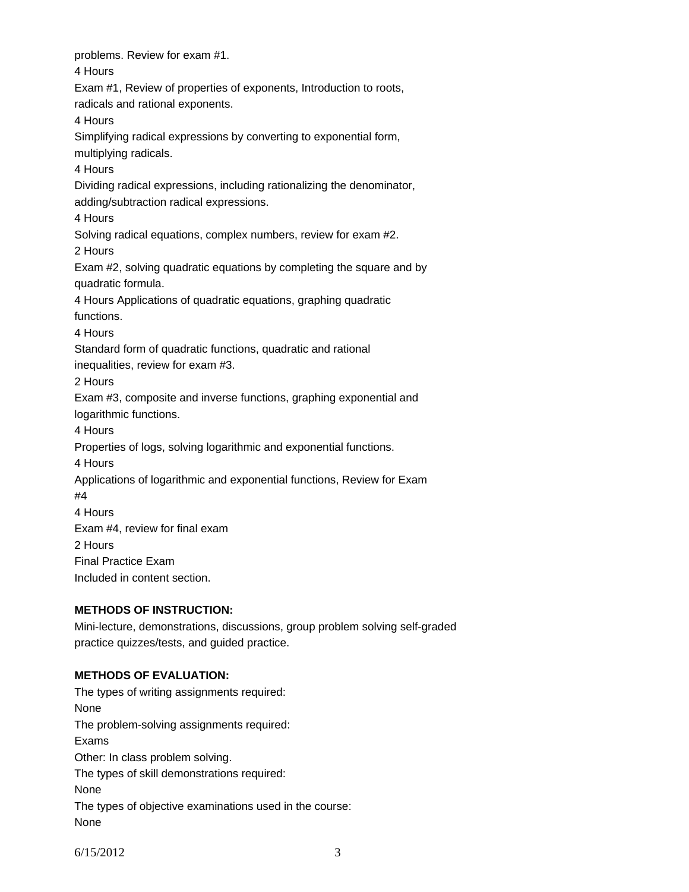problems. Review for exam #1.

4 Hours

Exam #1, Review of properties of exponents, Introduction to roots, radicals and rational exponents.

4 Hours

Simplifying radical expressions by converting to exponential form, multiplying radicals.

4 Hours

Dividing radical expressions, including rationalizing the denominator, adding/subtraction radical expressions.

4 Hours

Solving radical equations, complex numbers, review for exam #2.

2 Hours

Exam #2, solving quadratic equations by completing the square and by quadratic formula.

4 Hours Applications of quadratic equations, graphing quadratic functions.

4 Hours

Standard form of quadratic functions, quadratic and rational inequalities, review for exam #3.

2 Hours

Exam #3, composite and inverse functions, graphing exponential and logarithmic functions.

4 Hours

Properties of logs, solving logarithmic and exponential functions.

4 Hours

Applications of logarithmic and exponential functions, Review for Exam #4

4 Hours

Exam #4, review for final exam

2 Hours

Final Practice Exam

Included in content section.

**METHODS OF INSTRUCTION:**

Mini-lecture, demonstrations, discussions, group problem solving self-graded practice quizzes/tests, and guided practice.

**METHODS OF EVALUATION:**

The types of writing assignments required:

None

The problem-solving assignments required:

Exams

Other: In class problem solving.

The types of skill demonstrations required:

None

The types of objective examinations used in the course:

None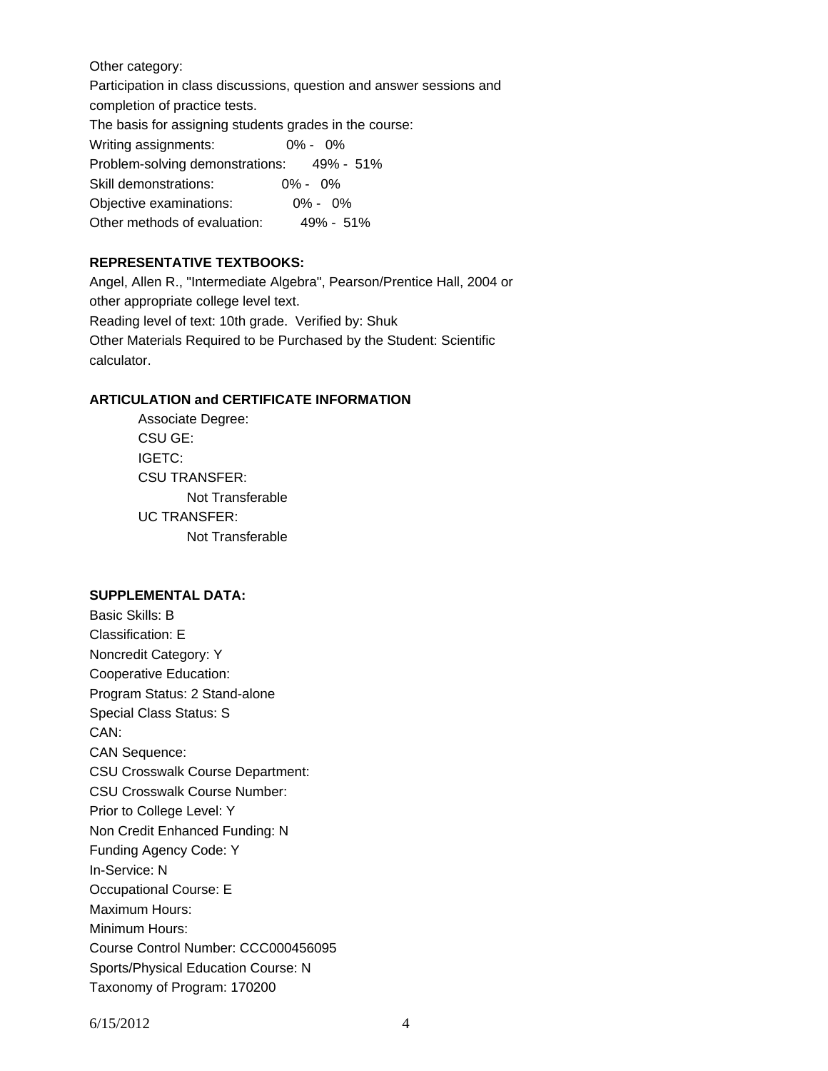Other category:
Participation in class discussions, question and answer sessions and completion of practice tests.

The basis for assigning students grades in the course:

| | |
|---|---|
| Writing assignments: | 0% - 0% |
| Problem-solving demonstrations: | 49% - 51% |
| Skill demonstrations: | 0% - 0% |
| Objective examinations: | 0% - 0% |
| Other methods of evaluation: | 49% - 51% |

**REPRESENTATIVE TEXTBOOKS:**

Angel, Allen R., "Intermediate Algebra", Pearson/Prentice Hall, 2004 or other appropriate college level text.
Reading level of text: 10th grade. Verified by: Shuk
Other Materials Required to be Purchased by the Student: Scientific calculator.

**ARTICULATION and CERTIFICATE INFORMATION**

Associate Degree:
CSU GE:
IGETC:
CSU TRANSFER:
Not Transferable
UC TRANSFER:
Not Transferable

**SUPPLEMENTAL DATA:**

Basic Skills: B
Classification: E
Noncredit Category: Y
Cooperative Education:
Program Status: 2 Stand-alone
Special Class Status: S
CAN:
CAN Sequence:
CSU Crosswalk Course Department:
CSU Crosswalk Course Number:
Prior to College Level: Y
Non Credit Enhanced Funding: N
Funding Agency Code: Y
In-Service: N
Occupational Course: E
Maximum Hours:
Minimum Hours:
Course Control Number: CCC000456095
Sports/Physical Education Course: N
Taxonomy of Program: 170200